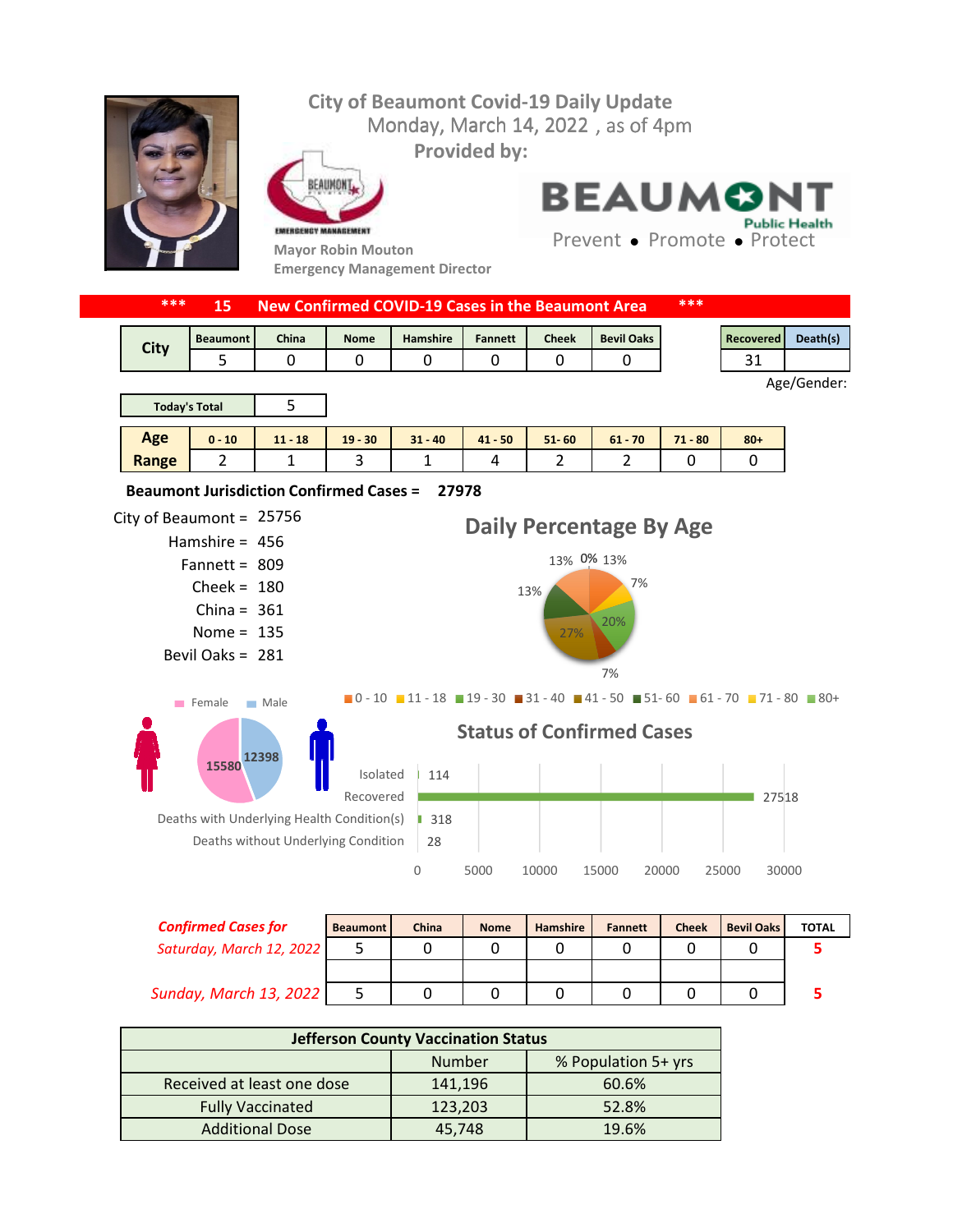# City of Beaumont Covid-19 Daily Update

Monday, March 14, 2022 , as of 4pm

Provided by:

Mayor Robin Mouton
Emergency Management Director

BEAUMONT Public Health
Prevent • Promote • Protect

## *** 15 New Confirmed COVID-19 Cases in the Beaumont Area ***

| City | Beaumont | China | Nome | Hamshire | Fannett | Cheek | Bevil Oaks |
|---|---|---|---|---|---|---|---|
| | 5 | 0 | 0 | 0 | 0 | 0 | 0 |

| Recovered | Death(s) |
|---|---|
| 31 | |

Age/Gender:

| Today's Total | 5 |
|---|---|

| Age Range | 0 - 10 | 11 - 18 | 19 - 30 | 31 - 40 | 41 - 50 | 51- 60 | 61 - 70 | 71 - 80 | 80+ |
|---|---|---|---|---|---|---|---|---|---|
| | 2 | 1 | 3 | 1 | 4 | 2 | 2 | 0 | 0 |

**Beaumont Jurisdiction Confirmed Cases = 27978**

City of Beaumont = 25756
Hamshire = 456
Fannett = 809
Cheek = 180
China = 361
Nome = 135
Bevil Oaks = 281

## Daily Percentage By Age

13% 0% 13% 7% 20% 7% 27% 13%

0 - 10 | 11 - 18 | 19 - 30 | 31 - 40 | 41 - 50 | 51- 60 | 61 - 70 | 71 - 80 | 80+

Female: 15580 | Male: 12398

## Status of Confirmed Cases

| Status | Count |
|---|---|
| Isolated | 114 |
| Recovered | 27518 |
| Deaths with Underlying Health Condition(s) | 318 |
| Deaths without Underlying Condition | 28 |

| *Confirmed Cases for* | Beaumont | China | Nome | Hamshire | Fannett | Cheek | Bevil Oaks | TOTAL |
|---|---|---|---|---|---|---|---|---|
| *Saturday, March 12, 2022* | 5 | 0 | 0 | 0 | 0 | 0 | 0 | **5** |
| *Sunday, March 13, 2022* | 5 | 0 | 0 | 0 | 0 | 0 | 0 | **5** |

| Jefferson County Vaccination Status | | |
|---|---|---|
| | Number | % Population 5+ yrs |
| Received at least one dose | 141,196 | 60.6% |
| Fully Vaccinated | 123,203 | 52.8% |
| Additional Dose | 45,748 | 19.6% |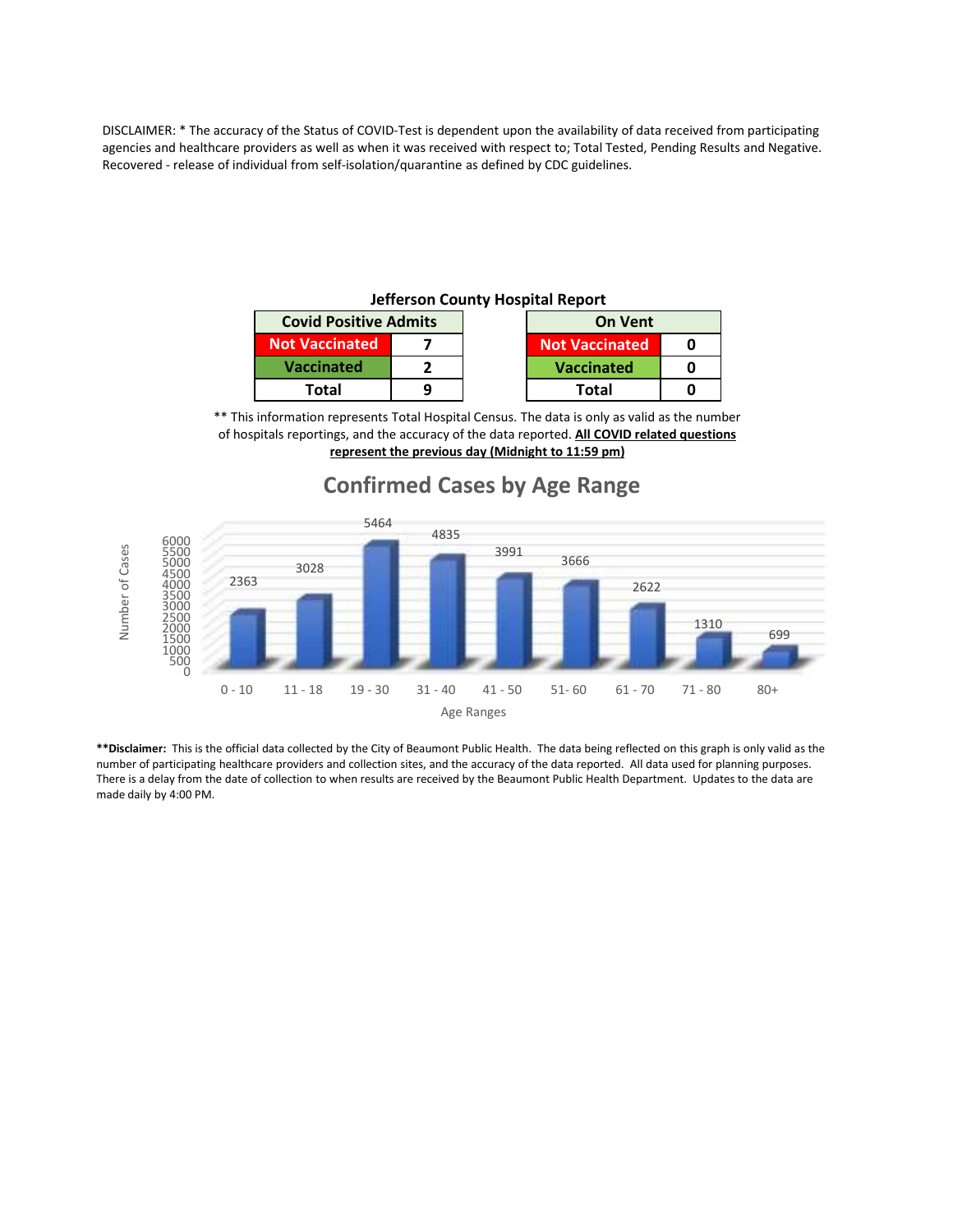DISCLAIMER: * The accuracy of the Status of COVID-Test is dependent upon the availability of data received from participating agencies and healthcare providers as well as when it was received with respect to; Total Tested, Pending Results and Negative. Recovered - release of individual from self-isolation/quarantine as defined by CDC guidelines.

## Jefferson County Hospital Report

| Covid Positive Admits | |
|---|---|
| Not Vaccinated | 7 |
| Vaccinated | 2 |
| Total | 9 |

| On Vent | |
|---|---|
| Not Vaccinated | 0 |
| Vaccinated | 0 |
| Total | 0 |

** This information represents Total Hospital Census. The data is only as valid as the number of hospitals reportings, and the accuracy of the data reported. **All COVID related questions represent the previous day (Midnight to 11:59 pm)**

## Confirmed Cases by Age Range

Number of Cases

6000
5500
5000
4500
4000
3500
3000
2500
2000
1500
1000
500
0

2363
3028
5464
4835
3991
3666
2622
1310
699

0 - 10
11 - 18
19 - 30
31 - 40
41 - 50
51- 60
61 - 70
71 - 80
80+

Age Ranges

****Disclaimer:** This is the official data collected by the City of Beaumont Public Health. The data being reflected on this graph is only valid as the number of participating healthcare providers and collection sites, and the accuracy of the data reported. All data used for planning purposes. There is a delay from the date of collection to when results are received by the Beaumont Public Health Department. Updates to the data are made daily by 4:00 PM.